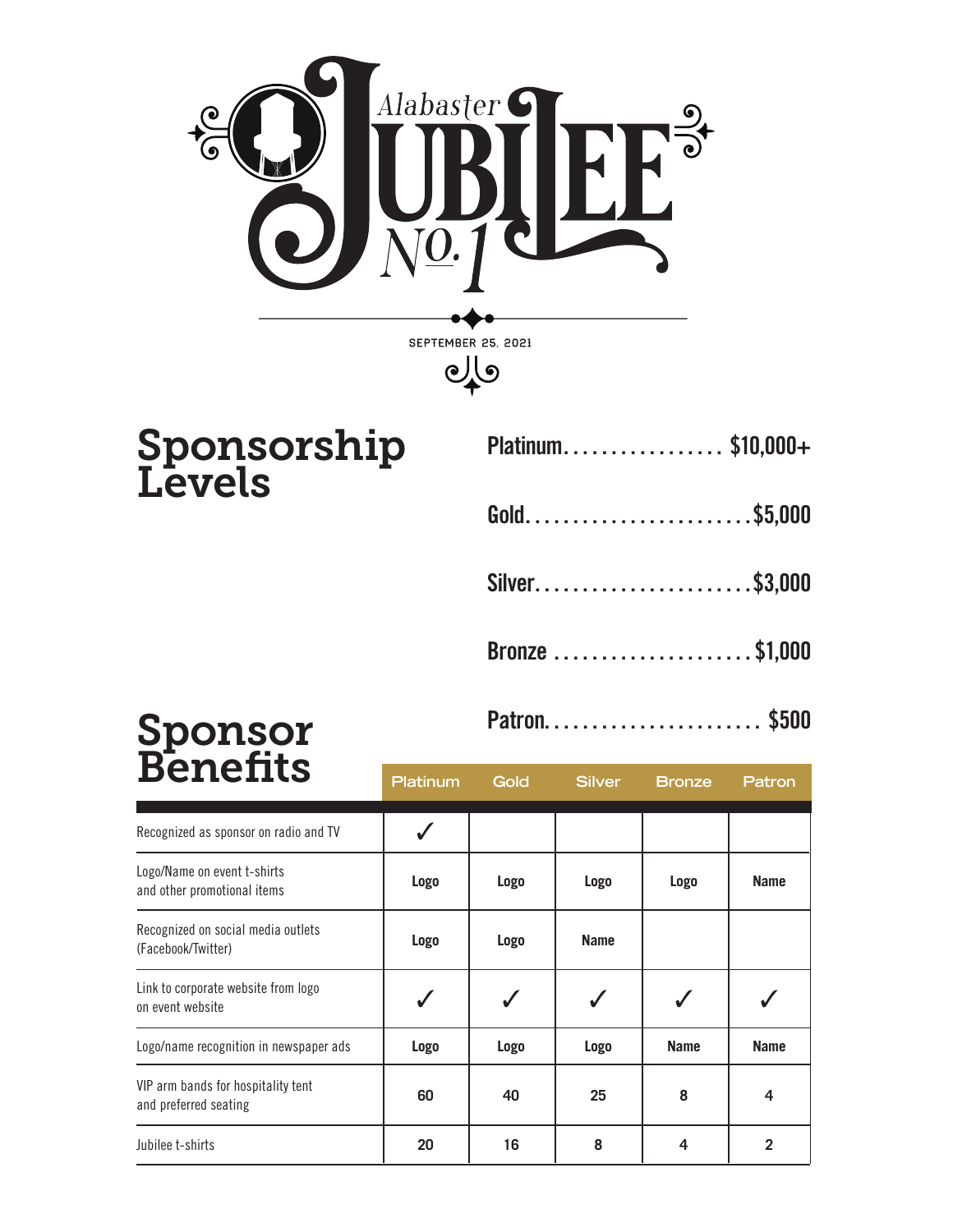# Alabaster JUBILEE No. 1

SEPTEMBER 25, 2021

## Sponsorship Levels

- **Platinum** .................. $10,000+
- **Gold** ........................ $5,000
- **Silver** ...................... $3,000
- **Bronze** ..................... $1,000
- **Patron** ....................... $500

## Sponsor Benefits

| | Platinum | Gold | Silver | Bronze | Patron |
|---|---|---|---|---|---|
| Recognized as sponsor on radio and TV | ✓ | | | | |
| Logo/Name on event t-shirts and other promotional items | Logo | Logo | Logo | Logo | Name |
| Recognized on social media outlets (Facebook/Twitter) | Logo | Logo | Name | | |
| Link to corporate website from logo on event website | ✓ | ✓ | ✓ | ✓ | ✓ |
| Logo/name recognition in newspaper ads | Logo | Logo | Logo | Name | Name |
| VIP arm bands for hospitality tent and preferred seating | 60 | 40 | 25 | 8 | 4 |
| Jubilee t-shirts | 20 | 16 | 8 | 4 | 2 |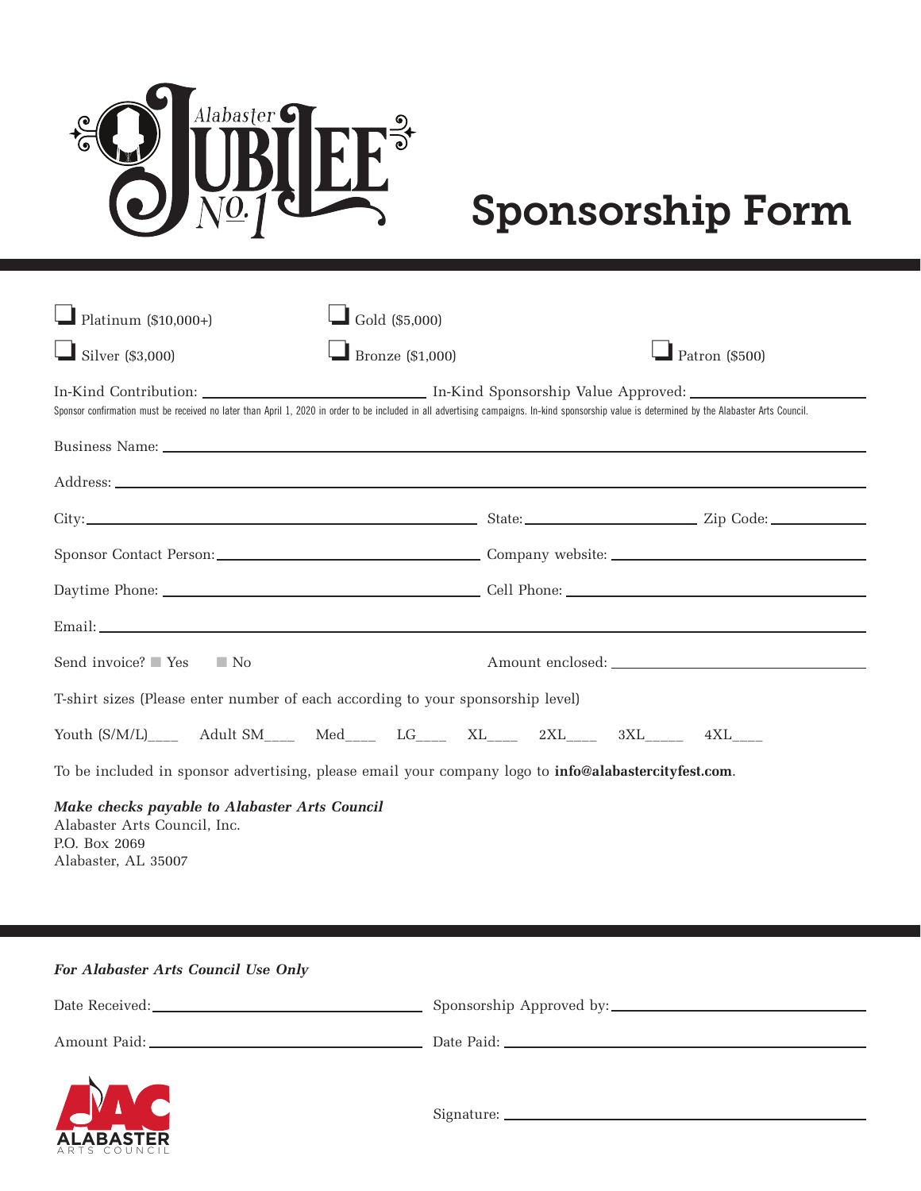# Sponsorship Form

☐ Platinum ($10,000+) ☐ Gold ($5,000)

☐ Silver ($3,000) ☐ Bronze ($1,000) ☐ Patron ($500)

In-Kind Contribution: ______________________ In-Kind Sponsorship Value Approved: ______________________

Sponsor confirmation must be received no later than April 1, 2020 in order to be included in all advertising campaigns. In-kind sponsorship value is determined by the Alabaster Arts Council.

Business Name: ______________________

Address: ______________________

City: ______________________ State: ______________________ Zip Code: ______________________

Sponsor Contact Person: ______________________ Company website: ______________________

Daytime Phone: ______________________ Cell Phone: ______________________

Email: ______________________

Send invoice? ☐ Yes ☐ No Amount enclosed: ______________________

T-shirt sizes (Please enter number of each according to your sponsorship level)

Youth (S/M/L)____ Adult SM____ Med____ LG____ XL____ 2XL____ 3XL_____ 4XL____

To be included in sponsor advertising, please email your company logo to **info@alabastercityfest.com**.

***Make checks payable to Alabaster Arts Council***
Alabaster Arts Council, Inc.
P.O. Box 2069
Alabaster, AL 35007

***For Alabaster Arts Council Use Only***

Date Received: ______________________ Sponsorship Approved by: ______________________

Amount Paid: ______________________ Date Paid: ______________________

Signature: ______________________